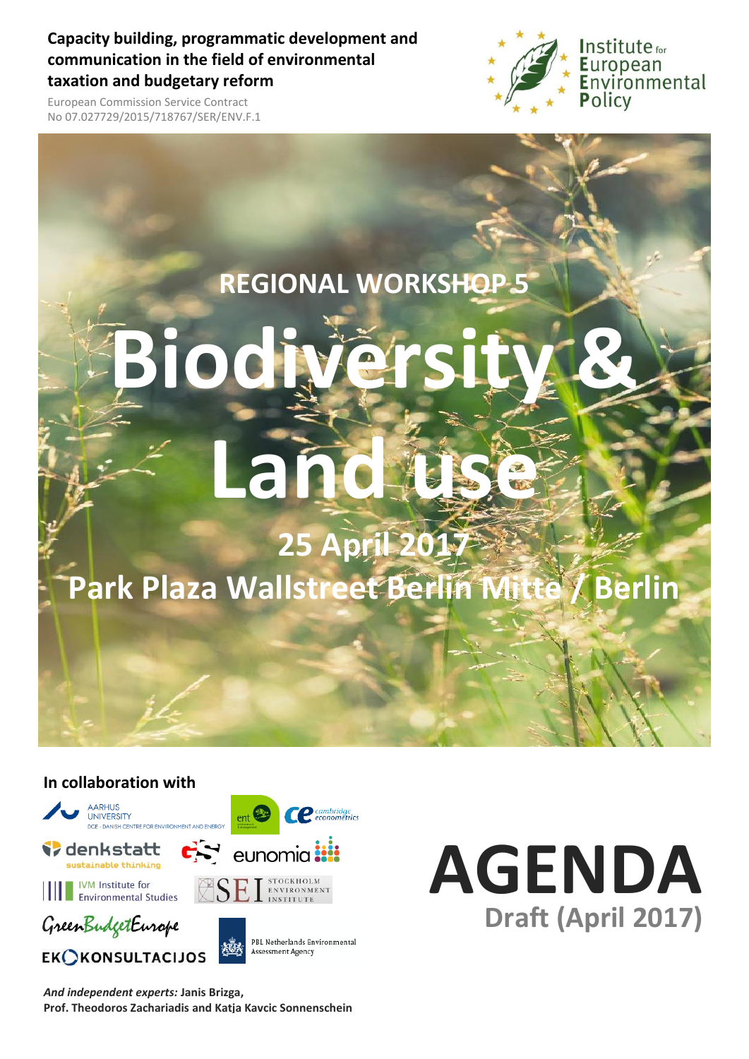**Capacity building, programmatic development and communication in the field of environmental taxation and budgetary reform**

European Commission Service Contract
No 07.027729/2015/718767/SER/ENV.F.1

Institute for European Environmental Policy

## REGIONAL WORKSHOP 5

# Biodiversity & Land use

## 25 April 2017

## Park Plaza Wallstreet Berlin Mitte / Berlin

**In collaboration with**

Aarhus University – DCE - Danish Centre for Environment and Energy
ent environment & management
Cambridge Econometrics
denkstatt – sustainable thinking
eunomia
IVM Institute for Environmental Studies
SEI Stockholm Environment Institute
Green Budget Europe
PBL Netherlands Environmental Assessment Agency
Ekokonsultacijos

***And independent experts:*** **Janis Brizga, Prof. Theodoros Zachariadis and Katja Kavcic Sonnenschein**

# AGENDA

**Draft (April 2017)**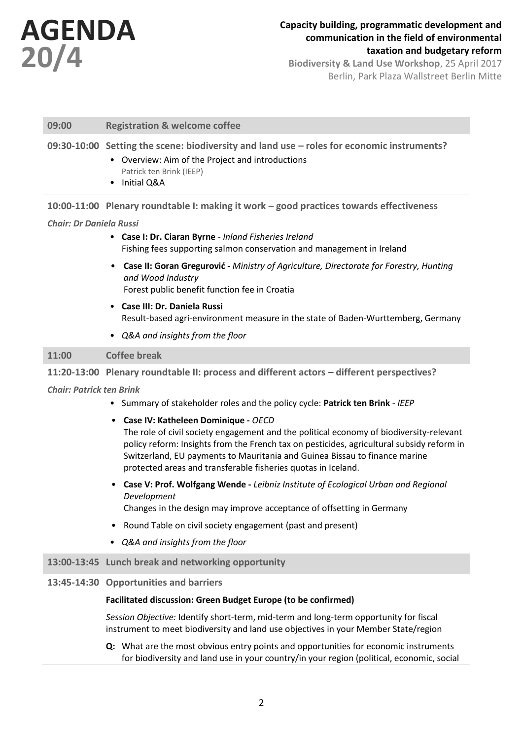# AGENDA 20/4

**Capacity building, programmatic development and communication in the field of environmental taxation and budgetary reform**

**Biodiversity & Land Use Workshop**, 25 April 2017
Berlin, Park Plaza Wallstreet Berlin Mitte

**09:00 Registration & welcome coffee**

**09:30-10:00 Setting the scene: biodiversity and land use – roles for economic instruments?**

- Overview: Aim of the Project and introductions
  Patrick ten Brink (IEEP)
- Initial Q&A

**10:00-11:00 Plenary roundtable I: making it work – good practices towards effectiveness**

***Chair: Dr Daniela Russi***

- **Case I: Dr. Ciaran Byrne** - *Inland Fisheries Ireland*
  Fishing fees supporting salmon conservation and management in Ireland
- **Case II: Goran Gregurović -** *Ministry of Agriculture, Directorate for Forestry, Hunting and Wood Industry*
  Forest public benefit function fee in Croatia
- **Case III: Dr. Daniela Russi**
  Result-based agri-environment measure in the state of Baden-Wurttemberg, Germany
- *Q&A and insights from the floor*

**11:00 Coffee break**

**11:20-13:00 Plenary roundtable II: process and different actors – different perspectives?**

***Chair: Patrick ten Brink***

- Summary of stakeholder roles and the policy cycle: **Patrick ten Brink** - *IEEP*
- **Case IV: Katheleen Dominique -** *OECD*
  The role of civil society engagement and the political economy of biodiversity-relevant policy reform: Insights from the French tax on pesticides, agricultural subsidy reform in Switzerland, EU payments to Mauritania and Guinea Bissau to finance marine protected areas and transferable fisheries quotas in Iceland.
- **Case V: Prof. Wolfgang Wende -** *Leibniz Institute of Ecological Urban and Regional Development*
  Changes in the design may improve acceptance of offsetting in Germany
- Round Table on civil society engagement (past and present)
- *Q&A and insights from the floor*

**13:00-13:45 Lunch break and networking opportunity**

**13:45-14:30 Opportunities and barriers**

**Facilitated discussion: Green Budget Europe (to be confirmed)**

*Session Objective:* Identify short-term, mid-term and long-term opportunity for fiscal instrument to meet biodiversity and land use objectives in your Member State/region

**Q:** What are the most obvious entry points and opportunities for economic instruments for biodiversity and land use in your country/in your region (political, economic, social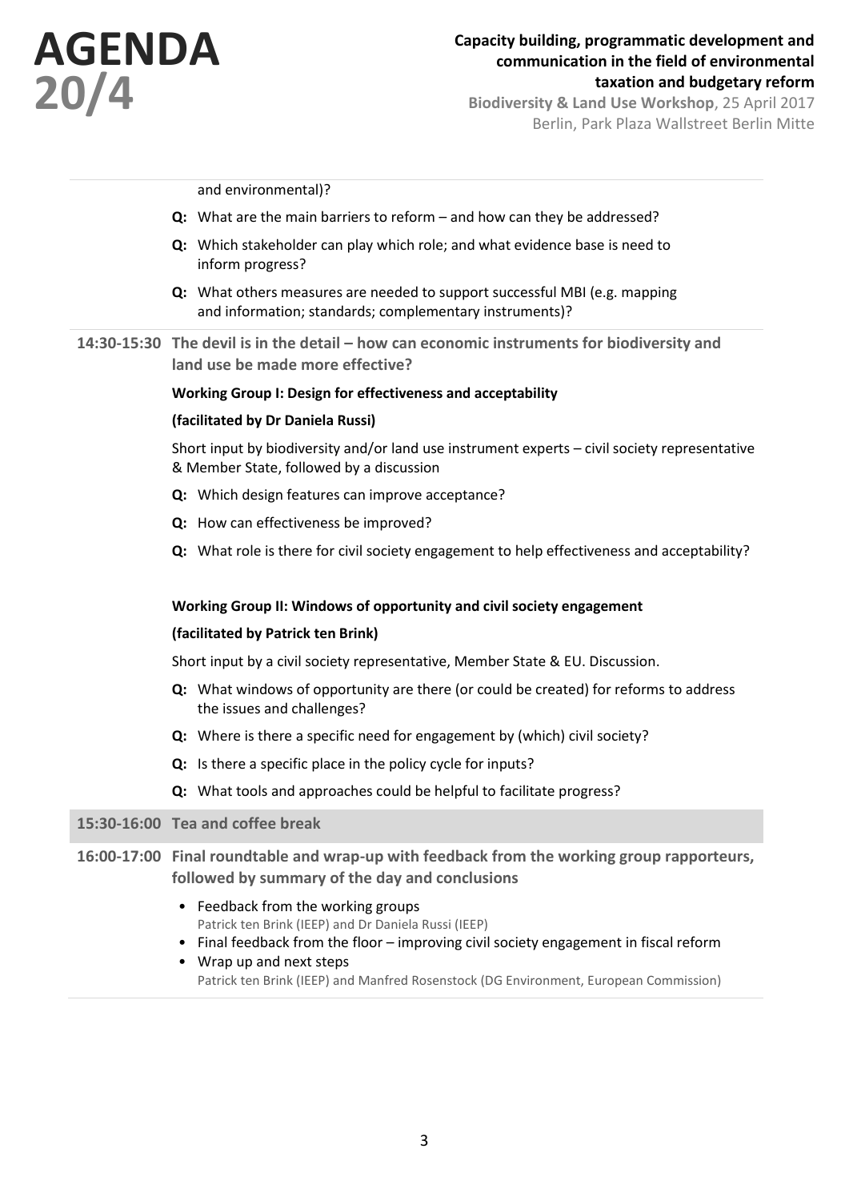and environmental)?

- **Q:** What are the main barriers to reform – and how can they be addressed?
- **Q:** Which stakeholder can play which role; and what evidence base is need to inform progress?
- **Q:** What others measures are needed to support successful MBI (e.g. mapping and information; standards; complementary instruments)?

**14:30-15:30 The devil is in the detail – how can economic instruments for biodiversity and land use be made more effective?**

**Working Group I: Design for effectiveness and acceptability**

**(facilitated by Dr Daniela Russi)**

Short input by biodiversity and/or land use instrument experts – civil society representative & Member State, followed by a discussion

- **Q:** Which design features can improve acceptance?
- **Q:** How can effectiveness be improved?
- **Q:** What role is there for civil society engagement to help effectiveness and acceptability?

**Working Group II: Windows of opportunity and civil society engagement**

**(facilitated by Patrick ten Brink)**

Short input by a civil society representative, Member State & EU. Discussion.

- **Q:** What windows of opportunity are there (or could be created) for reforms to address the issues and challenges?
- **Q:** Where is there a specific need for engagement by (which) civil society?
- **Q:** Is there a specific place in the policy cycle for inputs?
- **Q:** What tools and approaches could be helpful to facilitate progress?

**15:30-16:00 Tea and coffee break**

**16:00-17:00 Final roundtable and wrap-up with feedback from the working group rapporteurs, followed by summary of the day and conclusions**

- Feedback from the working groups
  Patrick ten Brink (IEEP) and Dr Daniela Russi (IEEP)
- Final feedback from the floor – improving civil society engagement in fiscal reform
- Wrap up and next steps
  Patrick ten Brink (IEEP) and Manfred Rosenstock (DG Environment, European Commission)